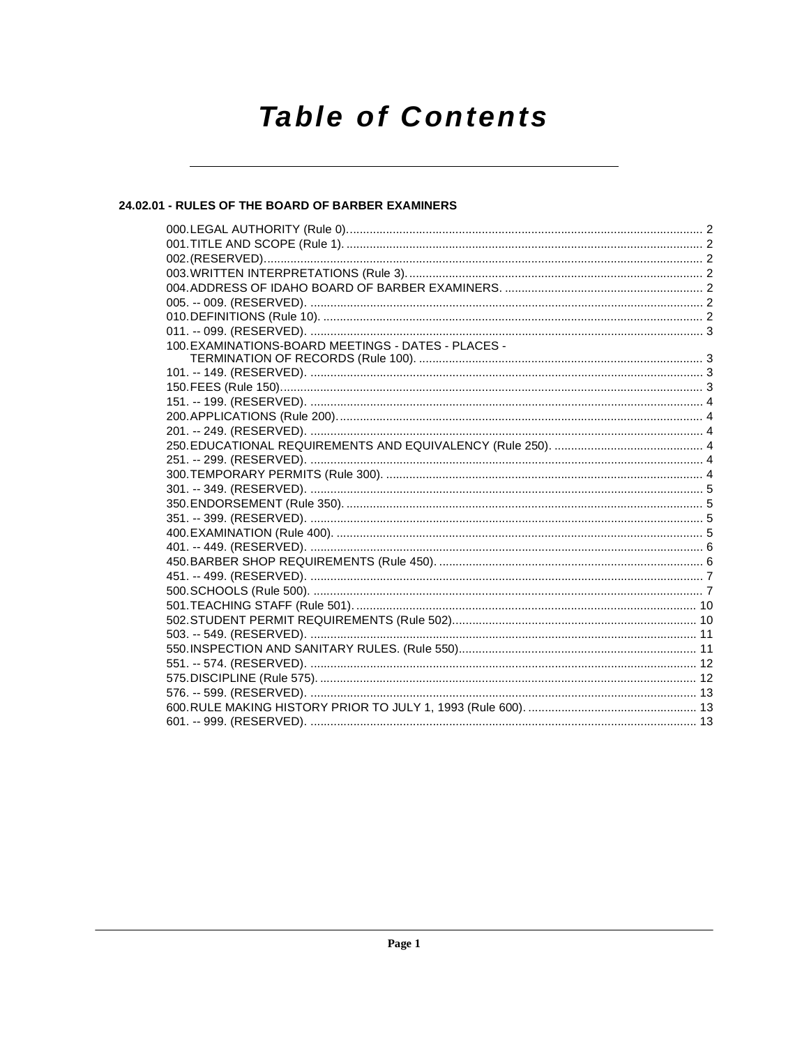# Table of Contents

## 24.02.01 - RULES OF THE BOARD OF BARBER EXAMINERS

000. LEGAL AUTHORITY (Rule 0). 2
001. TITLE AND SCOPE (Rule 1). 2
002. (RESERVED). 2
003. WRITTEN INTERPRETATIONS (Rule 3). 2
004. ADDRESS OF IDAHO BOARD OF BARBER EXAMINERS. 2
005. -- 009. (RESERVED). 2
010. DEFINITIONS (Rule 10). 2
011. -- 099. (RESERVED). 3
100. EXAMINATIONS-BOARD MEETINGS - DATES - PLACES - TERMINATION OF RECORDS (Rule 100). 3
101. -- 149. (RESERVED). 3
150. FEES (Rule 150). 3
151. -- 199. (RESERVED). 4
200. APPLICATIONS (Rule 200). 4
201. -- 249. (RESERVED). 4
250. EDUCATIONAL REQUIREMENTS AND EQUIVALENCY (Rule 250). 4
251. -- 299. (RESERVED). 4
300. TEMPORARY PERMITS (Rule 300). 4
301. -- 349. (RESERVED). 5
350. ENDORSEMENT (Rule 350). 5
351. -- 399. (RESERVED). 5
400. EXAMINATION (Rule 400). 5
401. -- 449. (RESERVED). 6
450. BARBER SHOP REQUIREMENTS (Rule 450). 6
451. -- 499. (RESERVED). 7
500. SCHOOLS (Rule 500). 7
501. TEACHING STAFF (Rule 501). 10
502. STUDENT PERMIT REQUIREMENTS (Rule 502). 10
503. -- 549. (RESERVED). 11
550. INSPECTION AND SANITARY RULES. (Rule 550). 11
551. -- 574. (RESERVED). 12
575. DISCIPLINE (Rule 575). 12
576. -- 599. (RESERVED). 13
600. RULE MAKING HISTORY PRIOR TO JULY 1, 1993 (Rule 600). 13
601. -- 999. (RESERVED). 13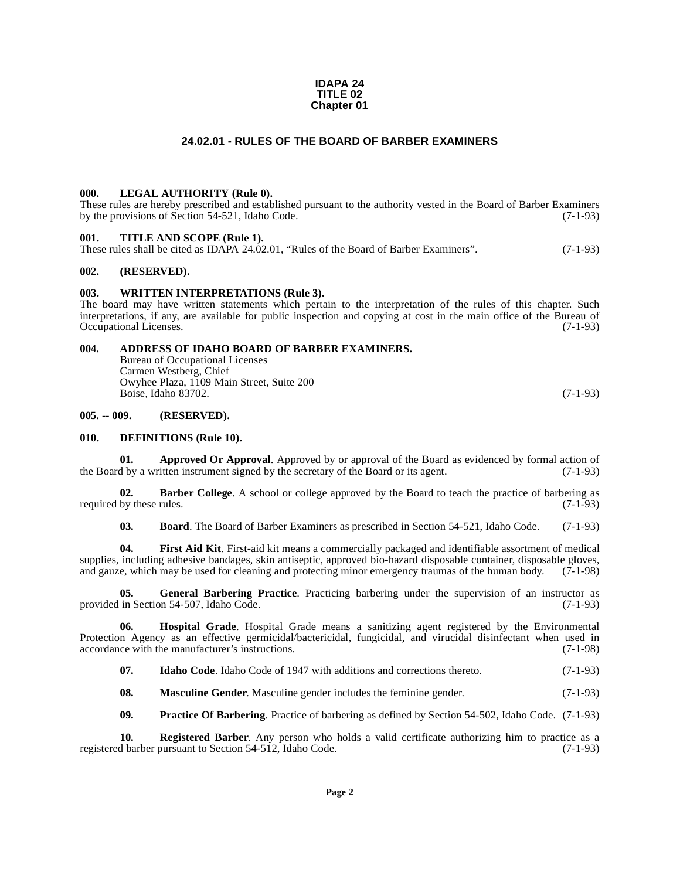**IDAPA 24**
**TITLE 02**
**Chapter 01**

# 24.02.01 - RULES OF THE BOARD OF BARBER EXAMINERS

### 000. LEGAL AUTHORITY (Rule 0).

These rules are hereby prescribed and established pursuant to the authority vested in the Board of Barber Examiners by the provisions of Section 54-521, Idaho Code. (7-1-93)

### 001. TITLE AND SCOPE (Rule 1).

These rules shall be cited as IDAPA 24.02.01, "Rules of the Board of Barber Examiners". (7-1-93)

### 002. (RESERVED).

### 003. WRITTEN INTERPRETATIONS (Rule 3).

The board may have written statements which pertain to the interpretation of the rules of this chapter. Such interpretations, if any, are available for public inspection and copying at cost in the main office of the Bureau of Occupational Licenses. (7-1-93)

### 004. ADDRESS OF IDAHO BOARD OF BARBER EXAMINERS.

Bureau of Occupational Licenses
Carmen Westberg, Chief
Owyhee Plaza, 1109 Main Street, Suite 200
Boise, Idaho 83702. (7-1-93)

### 005. -- 009. (RESERVED).

### 010. DEFINITIONS (Rule 10).

**01. Approved Or Approval**. Approved by or approval of the Board as evidenced by formal action of the Board by a written instrument signed by the secretary of the Board or its agent. (7-1-93)

**02. Barber College**. A school or college approved by the Board to teach the practice of barbering as required by these rules. (7-1-93)

**03. Board**. The Board of Barber Examiners as prescribed in Section 54-521, Idaho Code. (7-1-93)

**04. First Aid Kit**. First-aid kit means a commercially packaged and identifiable assortment of medical supplies, including adhesive bandages, skin antiseptic, approved bio-hazard disposable container, disposable gloves, and gauze, which may be used for cleaning and protecting minor emergency traumas of the human body. (7-1-98)

**05. General Barbering Practice**. Practicing barbering under the supervision of an instructor as provided in Section 54-507, Idaho Code. (7-1-93)

**06. Hospital Grade**. Hospital Grade means a sanitizing agent registered by the Environmental Protection Agency as an effective germicidal/bactericidal, fungicidal, and virucidal disinfectant when used in accordance with the manufacturer's instructions. (7-1-98)

**07. Idaho Code**. Idaho Code of 1947 with additions and corrections thereto. (7-1-93)

**08. Masculine Gender**. Masculine gender includes the feminine gender. (7-1-93)

**09. Practice Of Barbering**. Practice of barbering as defined by Section 54-502, Idaho Code. (7-1-93)

**10. Registered Barber**. Any person who holds a valid certificate authorizing him to practice as a registered barber pursuant to Section 54-512, Idaho Code. (7-1-93)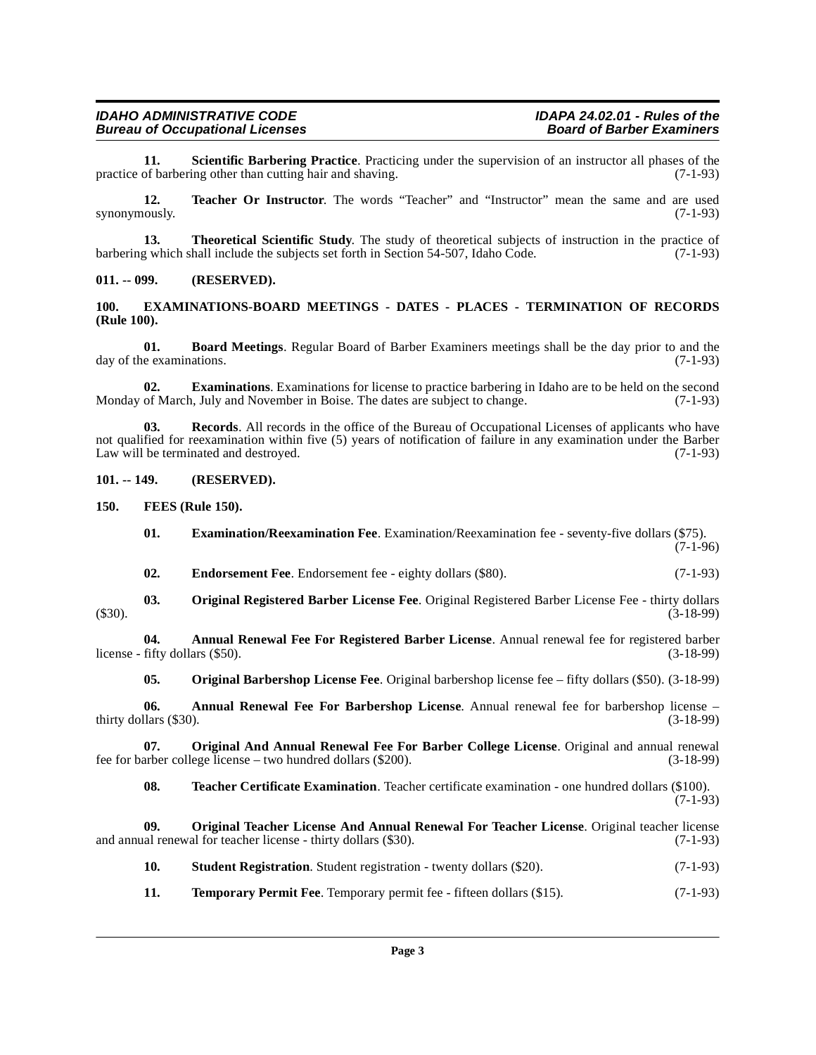**11. Scientific Barbering Practice**. Practicing under the supervision of an instructor all phases of the practice of barbering other than cutting hair and shaving. (7-1-93)

**12. Teacher Or Instructor**. The words "Teacher" and "Instructor" mean the same and are used synonymously. (7-1-93)

**13. Theoretical Scientific Study**. The study of theoretical subjects of instruction in the practice of barbering which shall include the subjects set forth in Section 54-507, Idaho Code. (7-1-93)

**011. -- 099. (RESERVED).**

**100. EXAMINATIONS-BOARD MEETINGS - DATES - PLACES - TERMINATION OF RECORDS (Rule 100).**

**01. Board Meetings**. Regular Board of Barber Examiners meetings shall be the day prior to and the day of the examinations. (7-1-93)

**02. Examinations**. Examinations for license to practice barbering in Idaho are to be held on the second Monday of March, July and November in Boise. The dates are subject to change. (7-1-93)

**03. Records**. All records in the office of the Bureau of Occupational Licenses of applicants who have not qualified for reexamination within five (5) years of notification of failure in any examination under the Barber Law will be terminated and destroyed. (7-1-93)

**101. -- 149. (RESERVED).**

**150. FEES (Rule 150).**

**01. Examination/Reexamination Fee**. Examination/Reexamination fee - seventy-five dollars ($75). (7-1-96)

**02. Endorsement Fee**. Endorsement fee - eighty dollars ($80). (7-1-93)

**03. Original Registered Barber License Fee**. Original Registered Barber License Fee - thirty dollars ($30). (3-18-99)

**04. Annual Renewal Fee For Registered Barber License**. Annual renewal fee for registered barber license - fifty dollars ($50). (3-18-99)

**05. Original Barbershop License Fee**. Original barbershop license fee – fifty dollars ($50). (3-18-99)

**06. Annual Renewal Fee For Barbershop License**. Annual renewal fee for barbershop license – thirty dollars ($30). (3-18-99)

**07. Original And Annual Renewal Fee For Barber College License**. Original and annual renewal fee for barber college license – two hundred dollars ($200). (3-18-99)

**08. Teacher Certificate Examination**. Teacher certificate examination - one hundred dollars ($100). (7-1-93)

**09. Original Teacher License And Annual Renewal For Teacher License**. Original teacher license and annual renewal for teacher license - thirty dollars ($30). (7-1-93)

**10. Student Registration**. Student registration - twenty dollars ($20). (7-1-93)

**11. Temporary Permit Fee**. Temporary permit fee - fifteen dollars ($15). (7-1-93)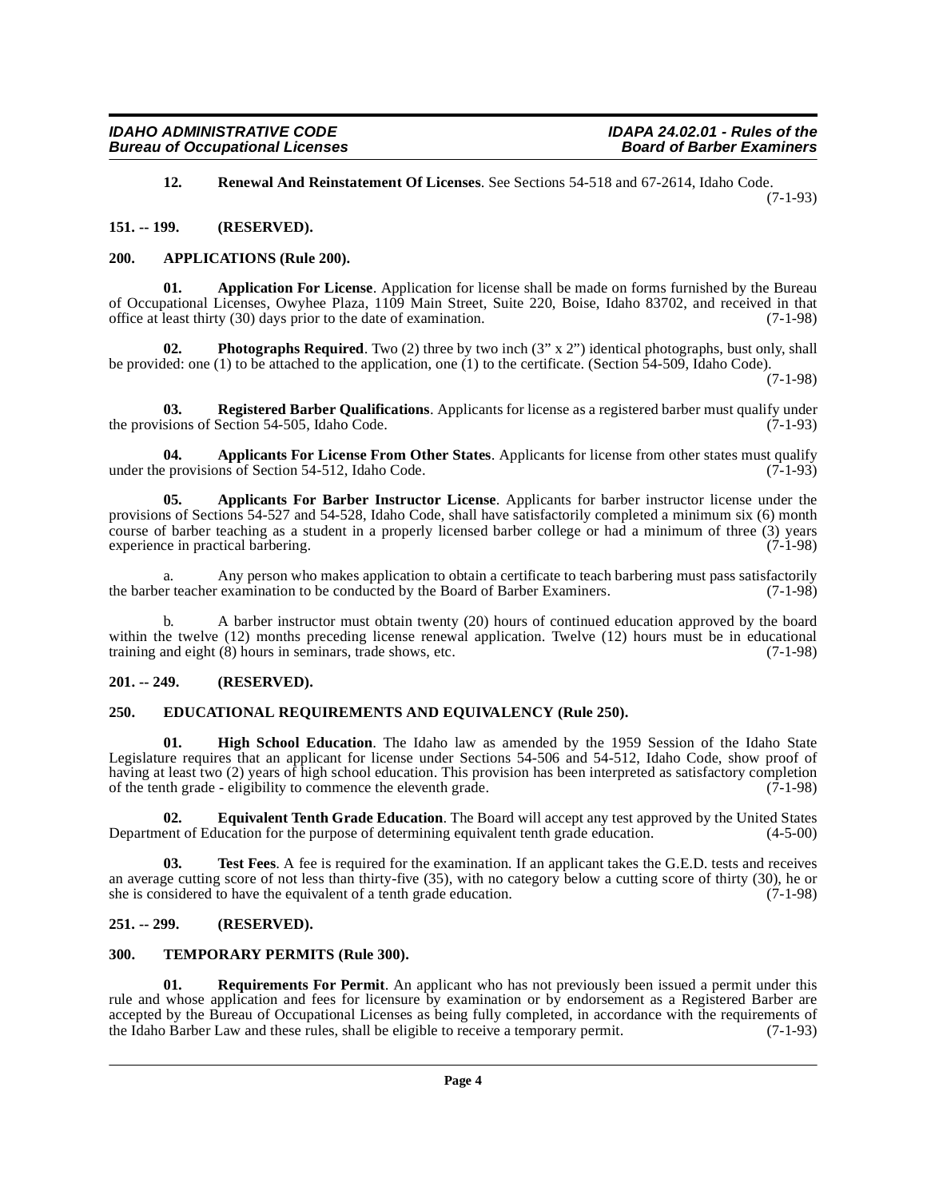**12. Renewal And Reinstatement Of Licenses**. See Sections 54-518 and 67-2614, Idaho Code. (7-1-93)

## 151. -- 199. (RESERVED).

## 200. APPLICATIONS (Rule 200).

**01. Application For License**. Application for license shall be made on forms furnished by the Bureau of Occupational Licenses, Owyhee Plaza, 1109 Main Street, Suite 220, Boise, Idaho 83702, and received in that office at least thirty (30) days prior to the date of examination. (7-1-98)

**02. Photographs Required**. Two (2) three by two inch (3" x 2") identical photographs, bust only, shall be provided: one (1) to be attached to the application, one (1) to the certificate. (Section 54-509, Idaho Code). (7-1-98)

**03. Registered Barber Qualifications**. Applicants for license as a registered barber must qualify under the provisions of Section 54-505, Idaho Code. (7-1-93)

**04. Applicants For License From Other States**. Applicants for license from other states must qualify under the provisions of Section 54-512, Idaho Code. (7-1-93)

**05. Applicants For Barber Instructor License**. Applicants for barber instructor license under the provisions of Sections 54-527 and 54-528, Idaho Code, shall have satisfactorily completed a minimum six (6) month course of barber teaching as a student in a properly licensed barber college or had a minimum of three (3) years experience in practical barbering. (7-1-98)

a. Any person who makes application to obtain a certificate to teach barbering must pass satisfactorily the barber teacher examination to be conducted by the Board of Barber Examiners. (7-1-98)

b. A barber instructor must obtain twenty (20) hours of continued education approved by the board within the twelve (12) months preceding license renewal application. Twelve (12) hours must be in educational training and eight (8) hours in seminars, trade shows, etc. (7-1-98)

## 201. -- 249. (RESERVED).

## 250. EDUCATIONAL REQUIREMENTS AND EQUIVALENCY (Rule 250).

**01. High School Education**. The Idaho law as amended by the 1959 Session of the Idaho State Legislature requires that an applicant for license under Sections 54-506 and 54-512, Idaho Code, show proof of having at least two (2) years of high school education. This provision has been interpreted as satisfactory completion of the tenth grade - eligibility to commence the eleventh grade. (7-1-98)

**02. Equivalent Tenth Grade Education**. The Board will accept any test approved by the United States Department of Education for the purpose of determining equivalent tenth grade education. (4-5-00)

**03. Test Fees**. A fee is required for the examination. If an applicant takes the G.E.D. tests and receives an average cutting score of not less than thirty-five (35), with no category below a cutting score of thirty (30), he or she is considered to have the equivalent of a tenth grade education. (7-1-98)

## 251. -- 299. (RESERVED).

## 300. TEMPORARY PERMITS (Rule 300).

**01. Requirements For Permit**. An applicant who has not previously been issued a permit under this rule and whose application and fees for licensure by examination or by endorsement as a Registered Barber are accepted by the Bureau of Occupational Licenses as being fully completed, in accordance with the requirements of the Idaho Barber Law and these rules, shall be eligible to receive a temporary permit. (7-1-93)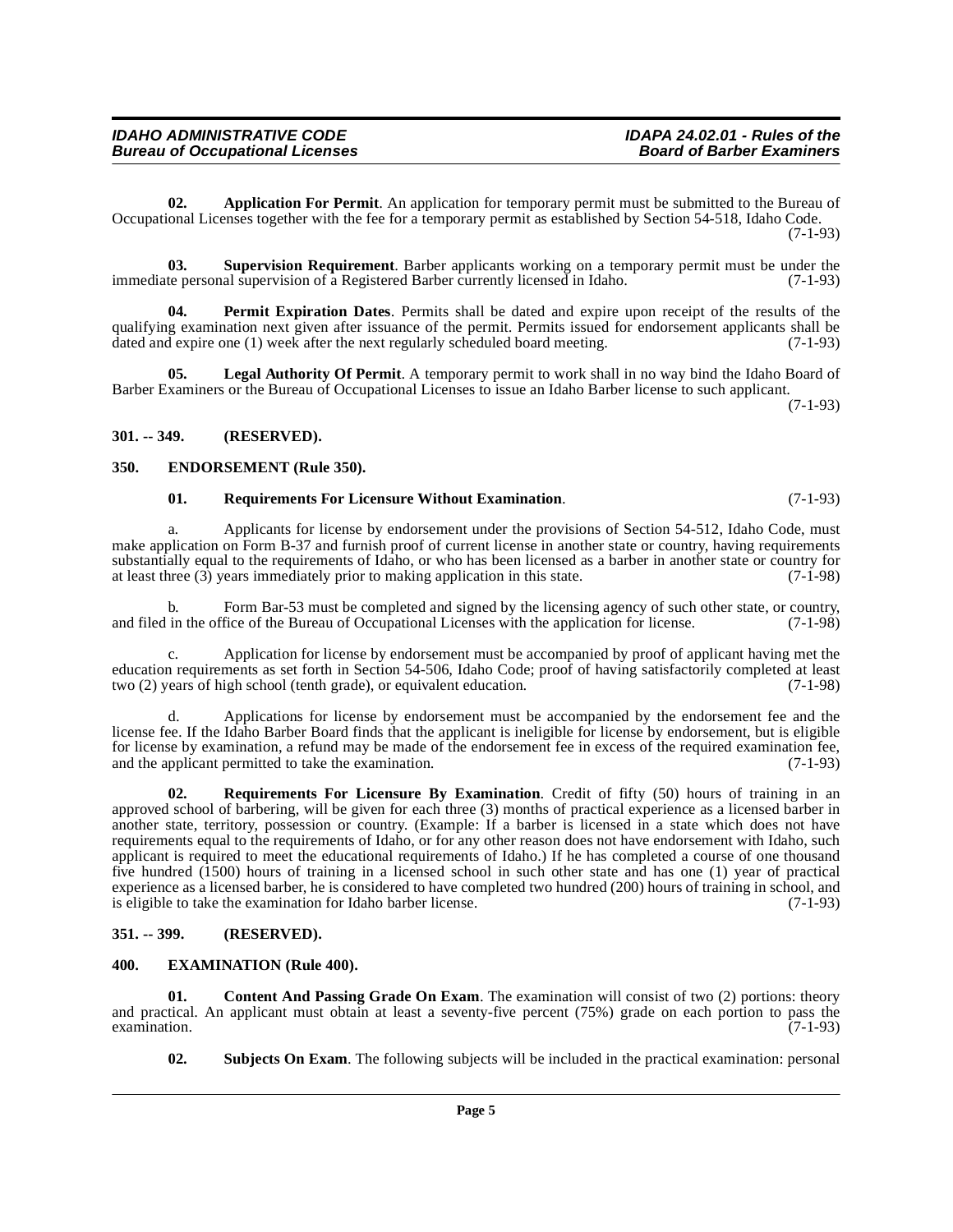**02. Application For Permit**. An application for temporary permit must be submitted to the Bureau of Occupational Licenses together with the fee for a temporary permit as established by Section 54-518, Idaho Code. (7-1-93)

**03. Supervision Requirement**. Barber applicants working on a temporary permit must be under the immediate personal supervision of a Registered Barber currently licensed in Idaho. (7-1-93)

**04. Permit Expiration Dates**. Permits shall be dated and expire upon receipt of the results of the qualifying examination next given after issuance of the permit. Permits issued for endorsement applicants shall be dated and expire one (1) week after the next regularly scheduled board meeting. (7-1-93)

**05. Legal Authority Of Permit**. A temporary permit to work shall in no way bind the Idaho Board of Barber Examiners or the Bureau of Occupational Licenses to issue an Idaho Barber license to such applicant. (7-1-93)

### 301. -- 349. (RESERVED).

### 350. ENDORSEMENT (Rule 350).

**01. Requirements For Licensure Without Examination**. (7-1-93)

a. Applicants for license by endorsement under the provisions of Section 54-512, Idaho Code, must make application on Form B-37 and furnish proof of current license in another state or country, having requirements substantially equal to the requirements of Idaho, or who has been licensed as a barber in another state or country for at least three (3) years immediately prior to making application in this state. (7-1-98)

b. Form Bar-53 must be completed and signed by the licensing agency of such other state, or country, and filed in the office of the Bureau of Occupational Licenses with the application for license. (7-1-98)

c. Application for license by endorsement must be accompanied by proof of applicant having met the education requirements as set forth in Section 54-506, Idaho Code; proof of having satisfactorily completed at least two (2) years of high school (tenth grade), or equivalent education. (7-1-98)

d. Applications for license by endorsement must be accompanied by the endorsement fee and the license fee. If the Idaho Barber Board finds that the applicant is ineligible for license by endorsement, but is eligible for license by examination, a refund may be made of the endorsement fee in excess of the required examination fee, and the applicant permitted to take the examination. (7-1-93)

**02. Requirements For Licensure By Examination**. Credit of fifty (50) hours of training in an approved school of barbering, will be given for each three (3) months of practical experience as a licensed barber in another state, territory, possession or country. (Example: If a barber is licensed in a state which does not have requirements equal to the requirements of Idaho, or for any other reason does not have endorsement with Idaho, such applicant is required to meet the educational requirements of Idaho.) If he has completed a course of one thousand five hundred (1500) hours of training in a licensed school in such other state and has one (1) year of practical experience as a licensed barber, he is considered to have completed two hundred (200) hours of training in school, and is eligible to take the examination for Idaho barber license. (7-1-93)

### 351. -- 399. (RESERVED).

### 400. EXAMINATION (Rule 400).

**01. Content And Passing Grade On Exam**. The examination will consist of two (2) portions: theory and practical. An applicant must obtain at least a seventy-five percent (75%) grade on each portion to pass the examination. (7-1-93)

**02. Subjects On Exam**. The following subjects will be included in the practical examination: personal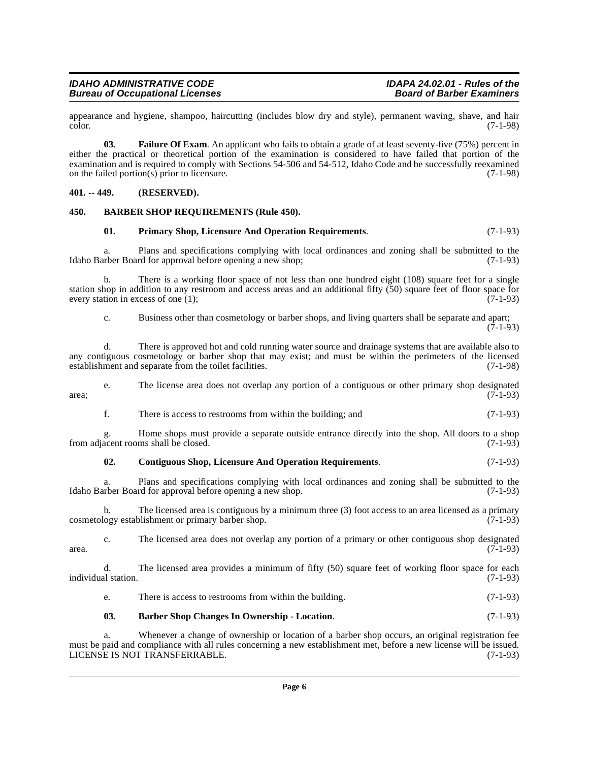appearance and hygiene, shampoo, haircutting (includes blow dry and style), permanent waving, shave, and hair color. (7-1-98)

**03. Failure Of Exam**. An applicant who fails to obtain a grade of at least seventy-five (75%) percent in either the practical or theoretical portion of the examination is considered to have failed that portion of the examination and is required to comply with Sections 54-506 and 54-512, Idaho Code and be successfully reexamined on the failed portion(s) prior to licensure. (7-1-98)

### 401. -- 449. (RESERVED).

### 450. BARBER SHOP REQUIREMENTS (Rule 450).

**01. Primary Shop, Licensure And Operation Requirements**. (7-1-93)

a. Plans and specifications complying with local ordinances and zoning shall be submitted to the Idaho Barber Board for approval before opening a new shop; (7-1-93)

b. There is a working floor space of not less than one hundred eight (108) square feet for a single station shop in addition to any restroom and access areas and an additional fifty (50) square feet of floor space for every station in excess of one (1); (7-1-93)

c. Business other than cosmetology or barber shops, and living quarters shall be separate and apart; (7-1-93)

d. There is approved hot and cold running water source and drainage systems that are available also to any contiguous cosmetology or barber shop that may exist; and must be within the perimeters of the licensed establishment and separate from the toilet facilities. (7-1-98)

e. The license area does not overlap any portion of a contiguous or other primary shop designated area; (7-1-93)

f. There is access to restrooms from within the building; and (7-1-93)

g. Home shops must provide a separate outside entrance directly into the shop. All doors to a shop from adjacent rooms shall be closed. (7-1-93)

**02. Contiguous Shop, Licensure And Operation Requirements**. (7-1-93)

a. Plans and specifications complying with local ordinances and zoning shall be submitted to the Idaho Barber Board for approval before opening a new shop. (7-1-93)

b. The licensed area is contiguous by a minimum three (3) foot access to an area licensed as a primary cosmetology establishment or primary barber shop. (7-1-93)

c. The licensed area does not overlap any portion of a primary or other contiguous shop designated area. (7-1-93)

d. The licensed area provides a minimum of fifty (50) square feet of working floor space for each individual station. (7-1-93)

e. There is access to restrooms from within the building. (7-1-93)

**03. Barber Shop Changes In Ownership - Location**. (7-1-93)

a. Whenever a change of ownership or location of a barber shop occurs, an original registration fee must be paid and compliance with all rules concerning a new establishment met, before a new license will be issued. LICENSE IS NOT TRANSFERRABLE. (7-1-93)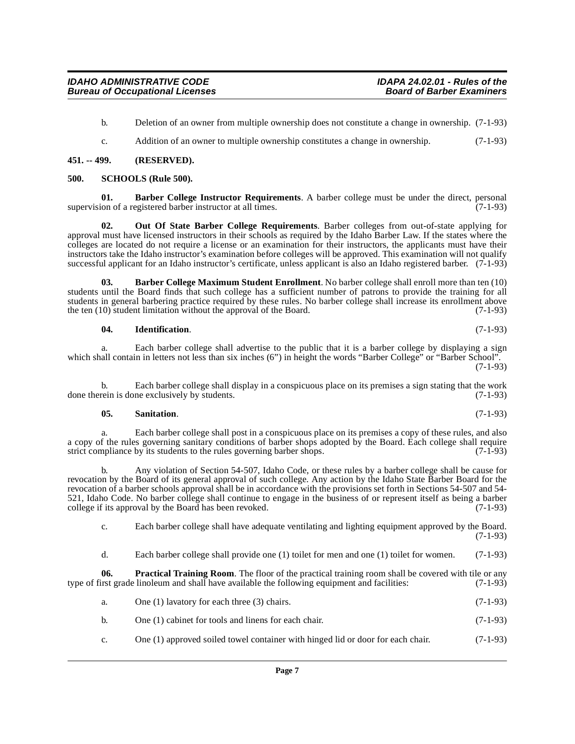b. Deletion of an owner from multiple ownership does not constitute a change in ownership. (7-1-93)

c. Addition of an owner to multiple ownership constitutes a change in ownership. (7-1-93)

**451. -- 499. (RESERVED).**

**500. SCHOOLS (Rule 500).**

**01. Barber College Instructor Requirements**. A barber college must be under the direct, personal supervision of a registered barber instructor at all times. (7-1-93)

**02. Out Of State Barber College Requirements**. Barber colleges from out-of-state applying for approval must have licensed instructors in their schools as required by the Idaho Barber Law. If the states where the colleges are located do not require a license or an examination for their instructors, the applicants must have their instructors take the Idaho instructor's examination before colleges will be approved. This examination will not qualify successful applicant for an Idaho instructor's certificate, unless applicant is also an Idaho registered barber. (7-1-93)

**03. Barber College Maximum Student Enrollment**. No barber college shall enroll more than ten (10) students until the Board finds that such college has a sufficient number of patrons to provide the training for all students in general barbering practice required by these rules. No barber college shall increase its enrollment above the ten (10) student limitation without the approval of the Board. (7-1-93)

**04. Identification**. (7-1-93)

a. Each barber college shall advertise to the public that it is a barber college by displaying a sign which shall contain in letters not less than six inches (6") in height the words "Barber College" or "Barber School". (7-1-93)

b. Each barber college shall display in a conspicuous place on its premises a sign stating that the work done therein is done exclusively by students. (7-1-93)

**05. Sanitation**. (7-1-93)

a. Each barber college shall post in a conspicuous place on its premises a copy of these rules, and also a copy of the rules governing sanitary conditions of barber shops adopted by the Board. Each college shall require strict compliance by its students to the rules governing barber shops. (7-1-93)

b. Any violation of Section 54-507, Idaho Code, or these rules by a barber college shall be cause for revocation by the Board of its general approval of such college. Any action by the Idaho State Barber Board for the revocation of a barber schools approval shall be in accordance with the provisions set forth in Sections 54-507 and 54-521, Idaho Code. No barber college shall continue to engage in the business of or represent itself as being a barber college if its approval by the Board has been revoked. (7-1-93)

c. Each barber college shall have adequate ventilating and lighting equipment approved by the Board. (7-1-93)

d. Each barber college shall provide one (1) toilet for men and one (1) toilet for women. (7-1-93)

**06. Practical Training Room**. The floor of the practical training room shall be covered with tile or any type of first grade linoleum and shall have available the following equipment and facilities: (7-1-93)

a. One (1) lavatory for each three (3) chairs. (7-1-93)

b. One (1) cabinet for tools and linens for each chair. (7-1-93)

c. One (1) approved soiled towel container with hinged lid or door for each chair. (7-1-93)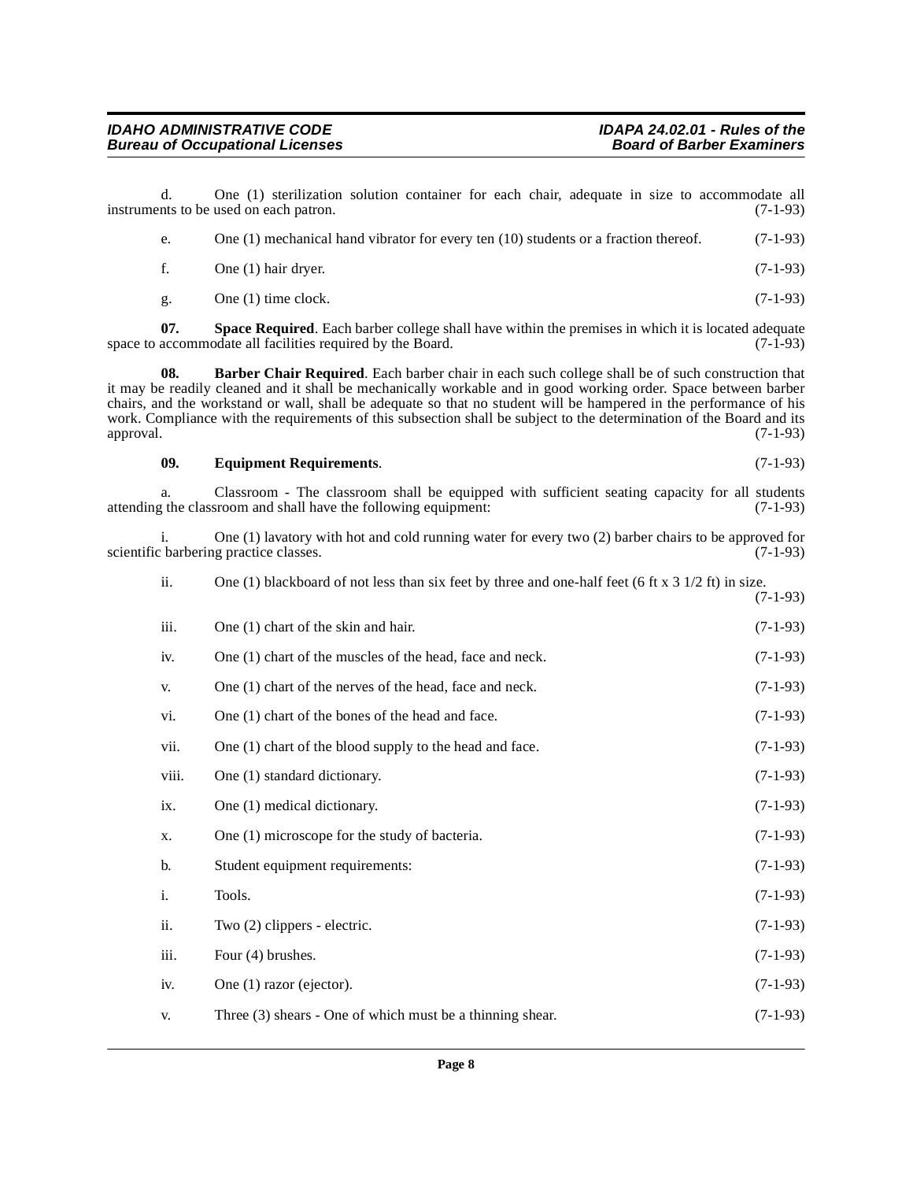d. One (1) sterilization solution container for each chair, adequate in size to accommodate all instruments to be used on each patron. (7-1-93)

e. One (1) mechanical hand vibrator for every ten (10) students or a fraction thereof. (7-1-93)

f. One (1) hair dryer. (7-1-93)

g. One (1) time clock. (7-1-93)

**07. Space Required**. Each barber college shall have within the premises in which it is located adequate space to accommodate all facilities required by the Board. (7-1-93)

**08. Barber Chair Required**. Each barber chair in each such college shall be of such construction that it may be readily cleaned and it shall be mechanically workable and in good working order. Space between barber chairs, and the workstand or wall, shall be adequate so that no student will be hampered in the performance of his work. Compliance with the requirements of this subsection shall be subject to the determination of the Board and its approval. (7-1-93)

**09. Equipment Requirements**. (7-1-93)

a. Classroom - The classroom shall be equipped with sufficient seating capacity for all students attending the classroom and shall have the following equipment: (7-1-93)

i. One (1) lavatory with hot and cold running water for every two (2) barber chairs to be approved for scientific barbering practice classes. (7-1-93)

ii. One (1) blackboard of not less than six feet by three and one-half feet (6 ft x 3 1/2 ft) in size. (7-1-93)

iii. One (1) chart of the skin and hair. (7-1-93)

iv. One (1) chart of the muscles of the head, face and neck. (7-1-93)

v. One (1) chart of the nerves of the head, face and neck. (7-1-93)

vi. One (1) chart of the bones of the head and face. (7-1-93)

vii. One (1) chart of the blood supply to the head and face. (7-1-93)

viii. One (1) standard dictionary. (7-1-93)

ix. One (1) medical dictionary. (7-1-93)

x. One (1) microscope for the study of bacteria. (7-1-93)

b. Student equipment requirements: (7-1-93)

i. Tools. (7-1-93)

ii. Two (2) clippers - electric. (7-1-93)

iii. Four (4) brushes. (7-1-93)

iv. One (1) razor (ejector). (7-1-93)

v. Three (3) shears - One of which must be a thinning shear. (7-1-93)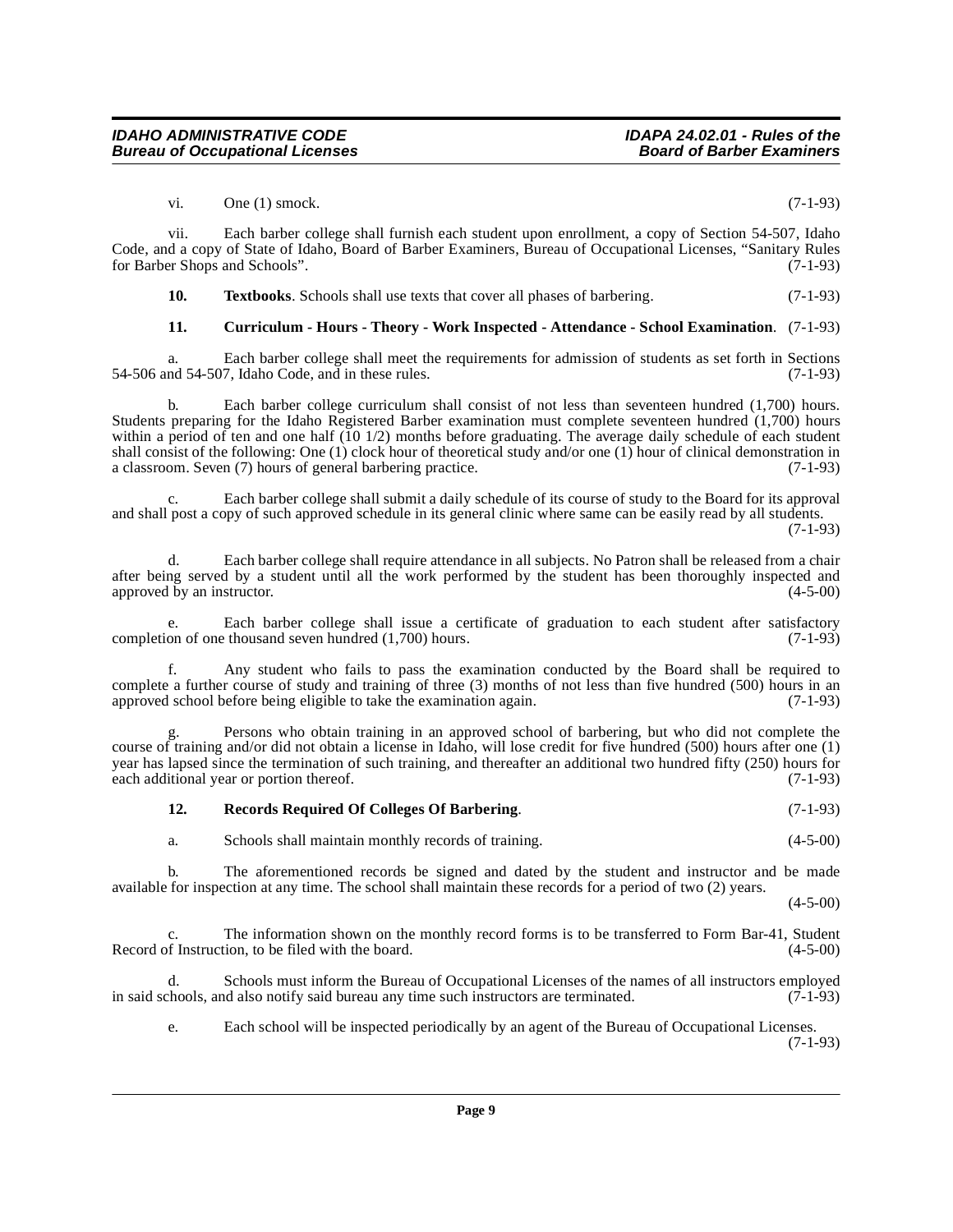vi. One (1) smock. (7-1-93)

vii. Each barber college shall furnish each student upon enrollment, a copy of Section 54-507, Idaho Code, and a copy of State of Idaho, Board of Barber Examiners, Bureau of Occupational Licenses, "Sanitary Rules for Barber Shops and Schools". (7-1-93)

**10. Textbooks**. Schools shall use texts that cover all phases of barbering. (7-1-93)

**11. Curriculum - Hours - Theory - Work Inspected - Attendance - School Examination**. (7-1-93)

a. Each barber college shall meet the requirements for admission of students as set forth in Sections 54-506 and 54-507, Idaho Code, and in these rules. (7-1-93)

b. Each barber college curriculum shall consist of not less than seventeen hundred (1,700) hours. Students preparing for the Idaho Registered Barber examination must complete seventeen hundred (1,700) hours within a period of ten and one half (10 1/2) months before graduating. The average daily schedule of each student shall consist of the following: One (1) clock hour of theoretical study and/or one (1) hour of clinical demonstration in a classroom. Seven (7) hours of general barbering practice. (7-1-93)

c. Each barber college shall submit a daily schedule of its course of study to the Board for its approval and shall post a copy of such approved schedule in its general clinic where same can be easily read by all students. (7-1-93)

d. Each barber college shall require attendance in all subjects. No Patron shall be released from a chair after being served by a student until all the work performed by the student has been thoroughly inspected and approved by an instructor. (4-5-00)

e. Each barber college shall issue a certificate of graduation to each student after satisfactory completion of one thousand seven hundred (1,700) hours. (7-1-93)

f. Any student who fails to pass the examination conducted by the Board shall be required to complete a further course of study and training of three (3) months of not less than five hundred (500) hours in an approved school before being eligible to take the examination again. (7-1-93)

g. Persons who obtain training in an approved school of barbering, but who did not complete the course of training and/or did not obtain a license in Idaho, will lose credit for five hundred (500) hours after one (1) year has lapsed since the termination of such training, and thereafter an additional two hundred fifty (250) hours for each additional year or portion thereof. (7-1-93)

**12. Records Required Of Colleges Of Barbering**. (7-1-93)

a. Schools shall maintain monthly records of training. (4-5-00)

b. The aforementioned records be signed and dated by the student and instructor and be made available for inspection at any time. The school shall maintain these records for a period of two (2) years. (4-5-00)

c. The information shown on the monthly record forms is to be transferred to Form Bar-41, Student Record of Instruction, to be filed with the board. (4-5-00)

d. Schools must inform the Bureau of Occupational Licenses of the names of all instructors employed in said schools, and also notify said bureau any time such instructors are terminated. (7-1-93)

e. Each school will be inspected periodically by an agent of the Bureau of Occupational Licenses. (7-1-93)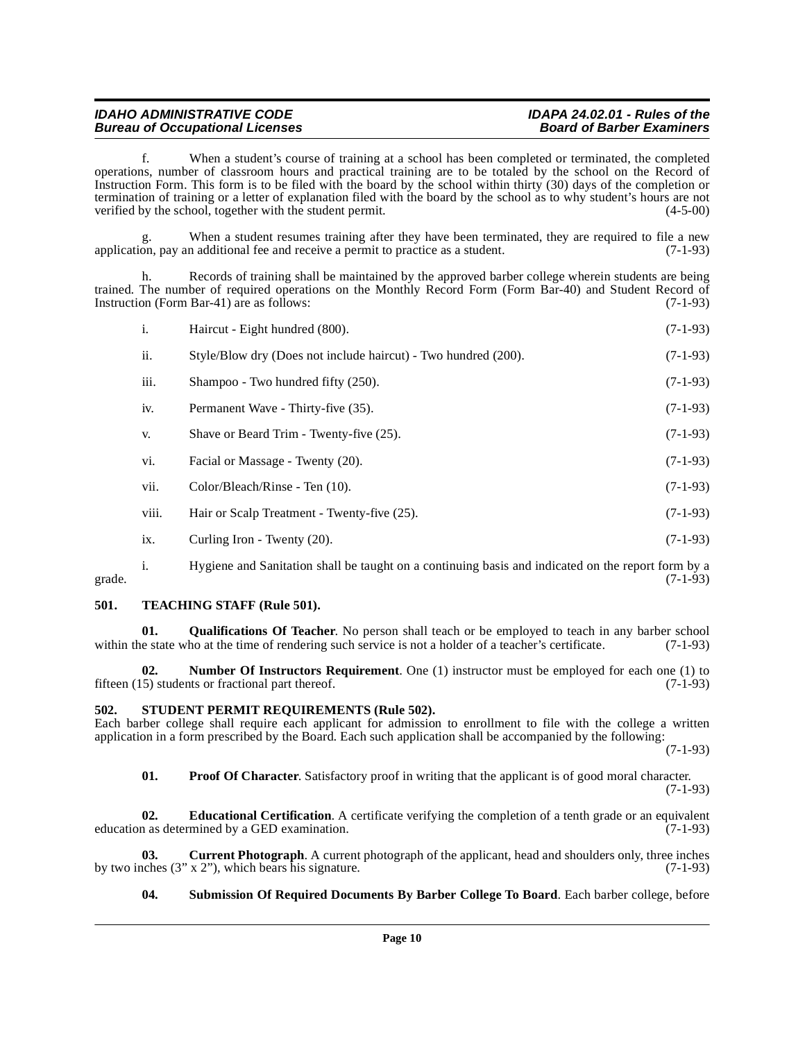f. When a student's course of training at a school has been completed or terminated, the completed operations, number of classroom hours and practical training are to be totaled by the school on the Record of Instruction Form. This form is to be filed with the board by the school within thirty (30) days of the completion or termination of training or a letter of explanation filed with the board by the school as to why student's hours are not verified by the school, together with the student permit. (4-5-00)

g. When a student resumes training after they have been terminated, they are required to file a new application, pay an additional fee and receive a permit to practice as a student. (7-1-93)

h. Records of training shall be maintained by the approved barber college wherein students are being trained. The number of required operations on the Monthly Record Form (Form Bar-40) and Student Record of Instruction (Form Bar-41) are as follows: (7-1-93)

i. Haircut - Eight hundred (800). (7-1-93)

ii. Style/Blow dry (Does not include haircut) - Two hundred (200). (7-1-93)

iii. Shampoo - Two hundred fifty (250). (7-1-93)

iv. Permanent Wave - Thirty-five (35). (7-1-93)

v. Shave or Beard Trim - Twenty-five (25). (7-1-93)

vi. Facial or Massage - Twenty (20). (7-1-93)

vii. Color/Bleach/Rinse - Ten (10). (7-1-93)

viii. Hair or Scalp Treatment - Twenty-five (25). (7-1-93)

ix. Curling Iron - Twenty (20). (7-1-93)

i. Hygiene and Sanitation shall be taught on a continuing basis and indicated on the report form by a grade. (7-1-93)

## 501. TEACHING STAFF (Rule 501).

**01. Qualifications Of Teacher**. No person shall teach or be employed to teach in any barber school within the state who at the time of rendering such service is not a holder of a teacher's certificate. (7-1-93)

**02. Number Of Instructors Requirement**. One (1) instructor must be employed for each one (1) to fifteen (15) students or fractional part thereof. (7-1-93)

## 502. STUDENT PERMIT REQUIREMENTS (Rule 502).

Each barber college shall require each applicant for admission to enrollment to file with the college a written application in a form prescribed by the Board. Each such application shall be accompanied by the following: (7-1-93)

**01. Proof Of Character**. Satisfactory proof in writing that the applicant is of good moral character. (7-1-93)

**02. Educational Certification**. A certificate verifying the completion of a tenth grade or an equivalent education as determined by a GED examination. (7-1-93)

**03. Current Photograph**. A current photograph of the applicant, head and shoulders only, three inches by two inches (3" x 2"), which bears his signature. (7-1-93)

**04. Submission Of Required Documents By Barber College To Board**. Each barber college, before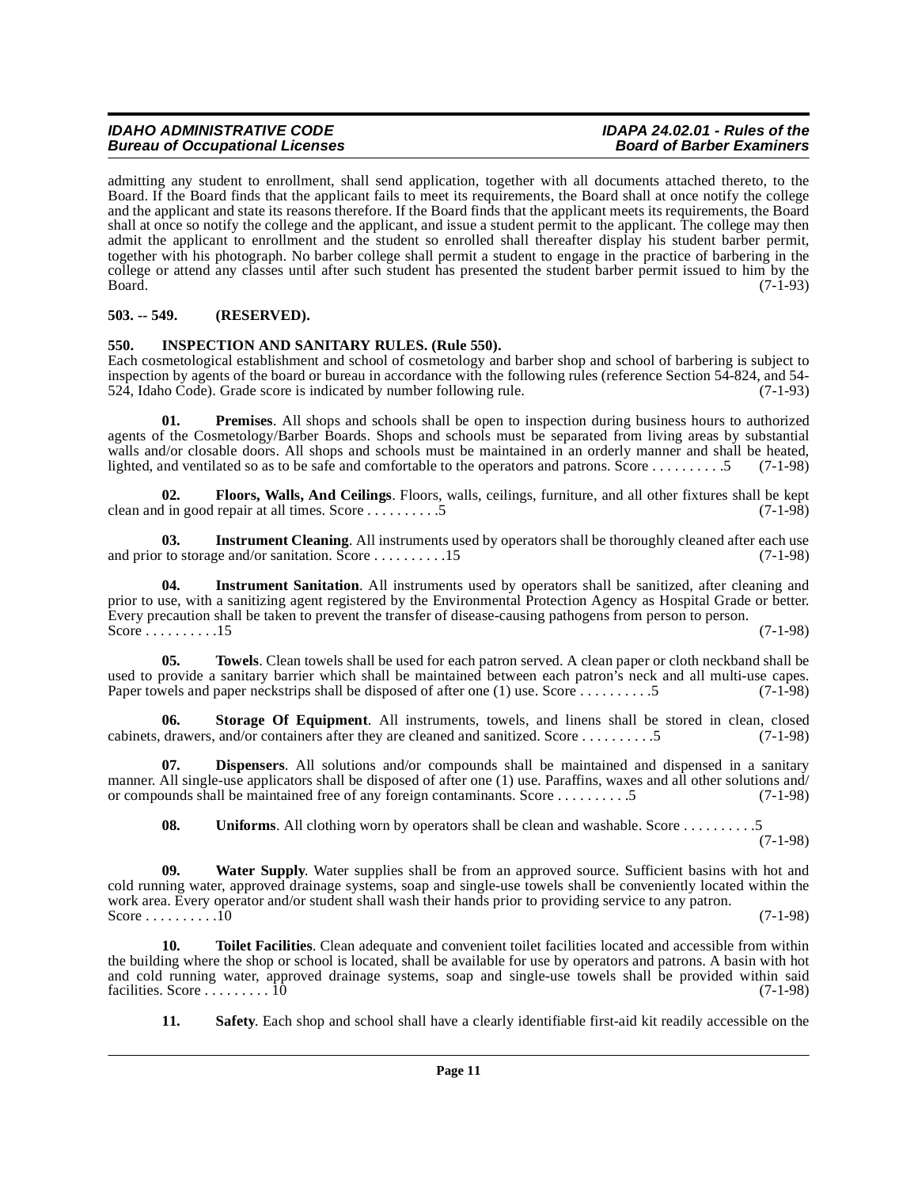admitting any student to enrollment, shall send application, together with all documents attached thereto, to the Board. If the Board finds that the applicant fails to meet its requirements, the Board shall at once notify the college and the applicant and state its reasons therefore. If the Board finds that the applicant meets its requirements, the Board shall at once so notify the college and the applicant, and issue a student permit to the applicant. The college may then admit the applicant to enrollment and the student so enrolled shall thereafter display his student barber permit, together with his photograph. No barber college shall permit a student to engage in the practice of barbering in the college or attend any classes until after such student has presented the student barber permit issued to him by the Board. (7-1-93)

**503. -- 549. (RESERVED).**

**550. INSPECTION AND SANITARY RULES. (Rule 550).**

Each cosmetological establishment and school of cosmetology and barber shop and school of barbering is subject to inspection by agents of the board or bureau in accordance with the following rules (reference Section 54-824, and 54-524, Idaho Code). Grade score is indicated by number following rule. (7-1-93)

**01. Premises**. All shops and schools shall be open to inspection during business hours to authorized agents of the Cosmetology/Barber Boards. Shops and schools must be separated from living areas by substantial walls and/or closable doors. All shops and schools must be maintained in an orderly manner and shall be heated, lighted, and ventilated so as to be safe and comfortable to the operators and patrons. Score . . . . . . . . . .5 (7-1-98)

**02. Floors, Walls, And Ceilings**. Floors, walls, ceilings, furniture, and all other fixtures shall be kept clean and in good repair at all times. Score . . . . . . . . . .5 (7-1-98)

**03. Instrument Cleaning**. All instruments used by operators shall be thoroughly cleaned after each use and prior to storage and/or sanitation. Score . . . . . . . . . .15 (7-1-98)

**04. Instrument Sanitation**. All instruments used by operators shall be sanitized, after cleaning and prior to use, with a sanitizing agent registered by the Environmental Protection Agency as Hospital Grade or better. Every precaution shall be taken to prevent the transfer of disease-causing pathogens from person to person. Score . . . . . . . . . .15 (7-1-98)

**05. Towels**. Clean towels shall be used for each patron served. A clean paper or cloth neckband shall be used to provide a sanitary barrier which shall be maintained between each patron's neck and all multi-use capes. Paper towels and paper neckstrips shall be disposed of after one (1) use. Score . . . . . . . . . .5 (7-1-98)

**06. Storage Of Equipment**. All instruments, towels, and linens shall be stored in clean, closed cabinets, drawers, and/or containers after they are cleaned and sanitized. Score . . . . . . . . . .5 (7-1-98)

**07. Dispensers**. All solutions and/or compounds shall be maintained and dispensed in a sanitary manner. All single-use applicators shall be disposed of after one (1) use. Paraffins, waxes and all other solutions and/or compounds shall be maintained free of any foreign contaminants. Score . . . . . . . . . .5 (7-1-98)

**08. Uniforms**. All clothing worn by operators shall be clean and washable. Score . . . . . . . . . .5 (7-1-98)

**09. Water Supply**. Water supplies shall be from an approved source. Sufficient basins with hot and cold running water, approved drainage systems, soap and single-use towels shall be conveniently located within the work area. Every operator and/or student shall wash their hands prior to providing service to any patron. Score . . . . . . . . . .10 (7-1-98)

**10. Toilet Facilities**. Clean adequate and convenient toilet facilities located and accessible from within the building where the shop or school is located, shall be available for use by operators and patrons. A basin with hot and cold running water, approved drainage systems, soap and single-use towels shall be provided within said facilities. Score . . . . . . . . . 10 (7-1-98)

**11. Safety**. Each shop and school shall have a clearly identifiable first-aid kit readily accessible on the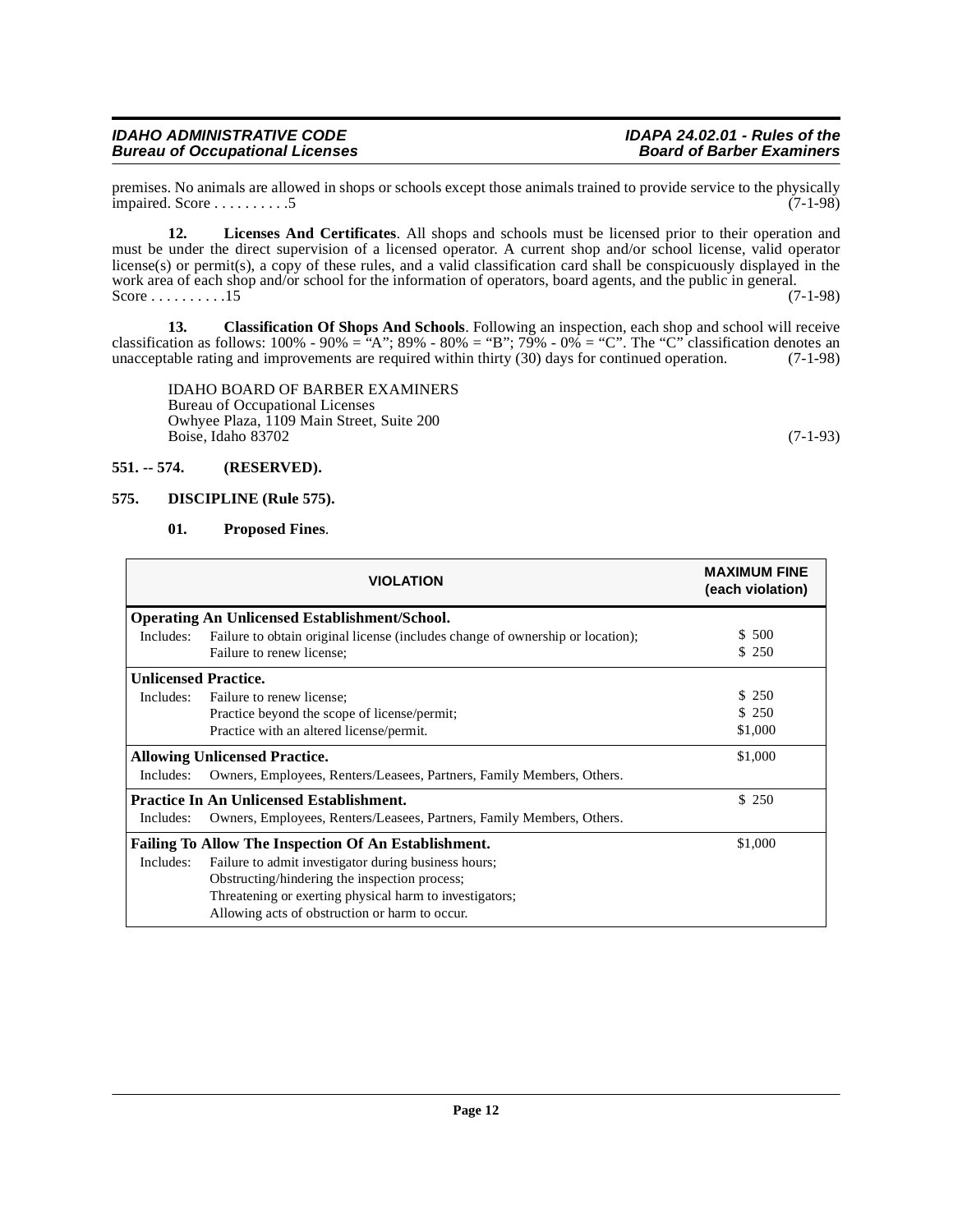premises. No animals are allowed in shops or schools except those animals trained to provide service to the physically impaired. Score . . . . . . . . . .5 (7-1-98)

**12. Licenses And Certificates**. All shops and schools must be licensed prior to their operation and must be under the direct supervision of a licensed operator. A current shop and/or school license, valid operator license(s) or permit(s), a copy of these rules, and a valid classification card shall be conspicuously displayed in the work area of each shop and/or school for the information of operators, board agents, and the public in general. Score . . . . . . . . . .15 (7-1-98)

**13. Classification Of Shops And Schools**. Following an inspection, each shop and school will receive classification as follows: 100% - 90% = "A"; 89% - 80% = "B"; 79% - 0% = "C". The "C" classification denotes an unacceptable rating and improvements are required within thirty (30) days for continued operation. (7-1-98)

IDAHO BOARD OF BARBER EXAMINERS
Bureau of Occupational Licenses
Owhyee Plaza, 1109 Main Street, Suite 200
Boise, Idaho 83702 (7-1-93)

**551. -- 574. (RESERVED).**

**575. DISCIPLINE (Rule 575).**

**01. Proposed Fines**.

| VIOLATION | | MAXIMUM FINE (each violation) |
|---|---|---|
| **Operating An Unlicensed Establishment/School.** | | |
| Includes: | Failure to obtain original license (includes change of ownership or location); | $ 500 |
| | Failure to renew license; | $ 250 |
| **Unlicensed Practice.** | | |
| Includes: | Failure to renew license; | $ 250 |
| | Practice beyond the scope of license/permit; | $ 250 |
| | Practice with an altered license/permit. | $1,000 |
| **Allowing Unlicensed Practice.** | | $1,000 |
| Includes: | Owners, Employees, Renters/Leasees, Partners, Family Members, Others. | |
| **Practice In An Unlicensed Establishment.** | | $ 250 |
| Includes: | Owners, Employees, Renters/Leasees, Partners, Family Members, Others. | |
| **Failing To Allow The Inspection Of An Establishment.** | | $1,000 |
| Includes: | Failure to admit investigator during business hours; | |
| | Obstructing/hindering the inspection process; | |
| | Threatening or exerting physical harm to investigators; | |
| | Allowing acts of obstruction or harm to occur. | |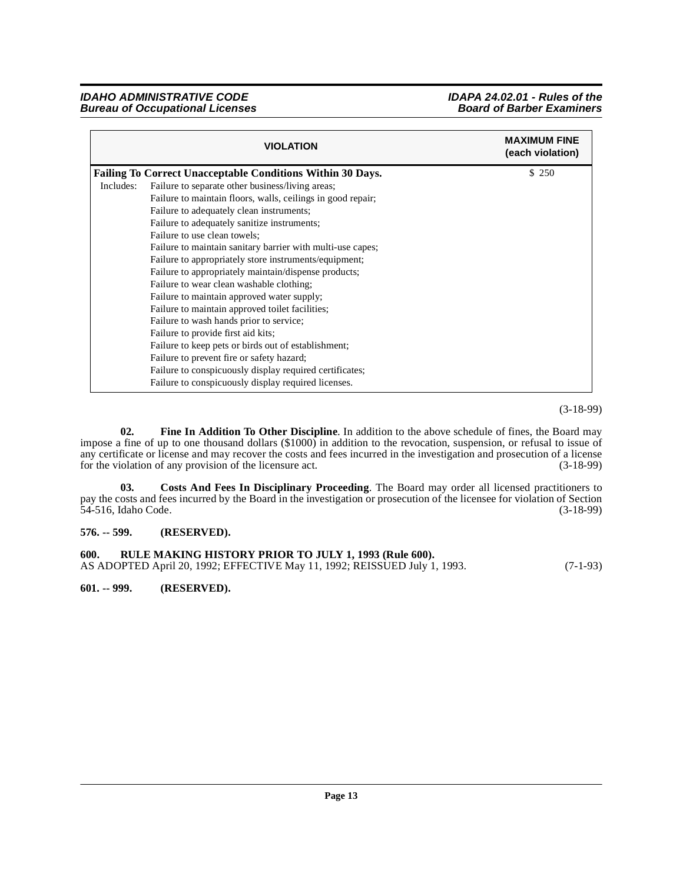| VIOLATION | | MAXIMUM FINE (each violation) |
|---|---|---|
| **Failing To Correct Unacceptable Conditions Within 30 Days.** | | $ 250 |
| Includes: | Failure to separate other business/living areas; | |
| | Failure to maintain floors, walls, ceilings in good repair; | |
| | Failure to adequately clean instruments; | |
| | Failure to adequately sanitize instruments; | |
| | Failure to use clean towels; | |
| | Failure to maintain sanitary barrier with multi-use capes; | |
| | Failure to appropriately store instruments/equipment; | |
| | Failure to appropriately maintain/dispense products; | |
| | Failure to wear clean washable clothing; | |
| | Failure to maintain approved water supply; | |
| | Failure to maintain approved toilet facilities; | |
| | Failure to wash hands prior to service; | |
| | Failure to provide first aid kits; | |
| | Failure to keep pets or birds out of establishment; | |
| | Failure to prevent fire or safety hazard; | |
| | Failure to conspicuously display required certificates; | |
| | Failure to conspicuously display required licenses. | |

(3-18-99)

**02. Fine In Addition To Other Discipline**. In addition to the above schedule of fines, the Board may impose a fine of up to one thousand dollars ($1000) in addition to the revocation, suspension, or refusal to issue of any certificate or license and may recover the costs and fees incurred in the investigation and prosecution of a license for the violation of any provision of the licensure act. (3-18-99)

**03. Costs And Fees In Disciplinary Proceeding**. The Board may order all licensed practitioners to pay the costs and fees incurred by the Board in the investigation or prosecution of the licensee for violation of Section 54-516, Idaho Code. (3-18-99)

**576. -- 599. (RESERVED).**

**600. RULE MAKING HISTORY PRIOR TO JULY 1, 1993 (Rule 600).**
AS ADOPTED April 20, 1992; EFFECTIVE May 11, 1992; REISSUED July 1, 1993. (7-1-93)

**601. -- 999. (RESERVED).**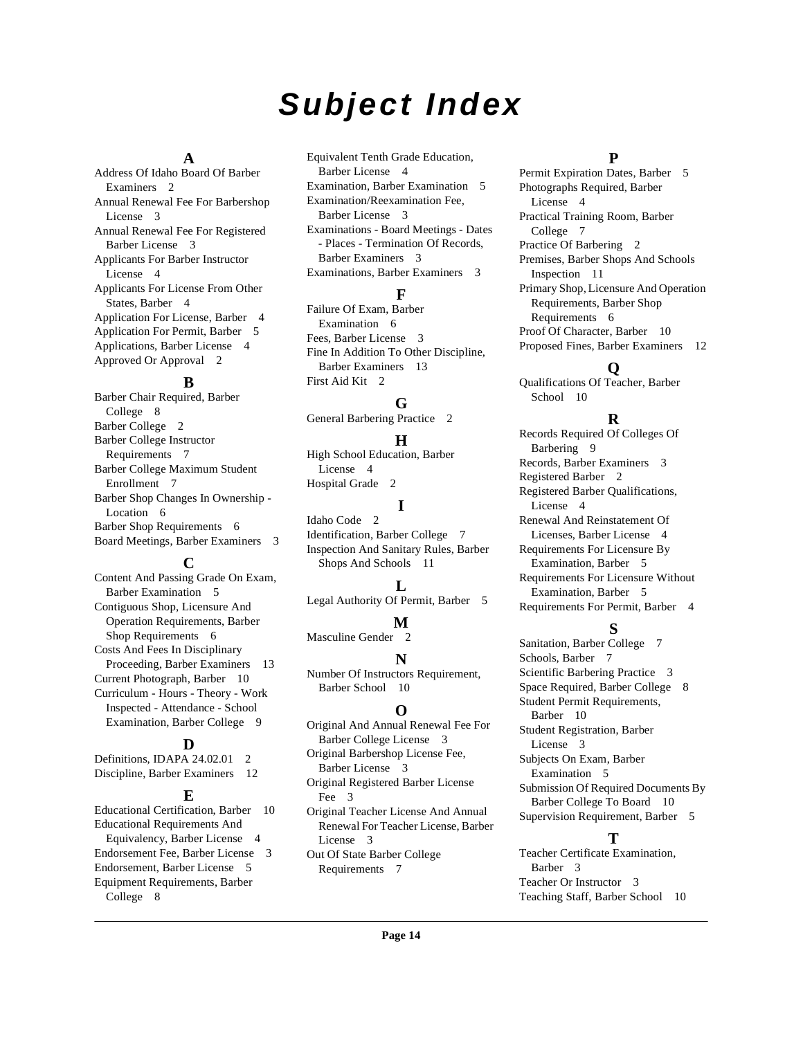# Subject Index

## A

Address Of Idaho Board Of Barber Examiners 2
Annual Renewal Fee For Barbershop License 3
Annual Renewal Fee For Registered Barber License 3
Applicants For Barber Instructor License 4
Applicants For License From Other States, Barber 4
Application For License, Barber 4
Application For Permit, Barber 5
Applications, Barber License 4
Approved Or Approval 2

## B

Barber Chair Required, Barber College 8
Barber College 2
Barber College Instructor Requirements 7
Barber College Maximum Student Enrollment 7
Barber Shop Changes In Ownership - Location 6
Barber Shop Requirements 6
Board Meetings, Barber Examiners 3

## C

Content And Passing Grade On Exam, Barber Examination 5
Contiguous Shop, Licensure And Operation Requirements, Barber Shop Requirements 6
Costs And Fees In Disciplinary Proceeding, Barber Examiners 13
Current Photograph, Barber 10
Curriculum - Hours - Theory - Work Inspected - Attendance - School Examination, Barber College 9

## D

Definitions, IDAPA 24.02.01 2
Discipline, Barber Examiners 12

## E

Educational Certification, Barber 10
Educational Requirements And Equivalency, Barber License 4
Endorsement Fee, Barber License 3
Endorsement, Barber License 5
Equipment Requirements, Barber College 8
Equivalent Tenth Grade Education, Barber License 4
Examination, Barber Examination 5
Examination/Reexamination Fee, Barber License 3
Examinations - Board Meetings - Dates - Places - Termination Of Records, Barber Examiners 3
Examinations, Barber Examiners 3

## F

Failure Of Exam, Barber Examination 6
Fees, Barber License 3
Fine In Addition To Other Discipline, Barber Examiners 13
First Aid Kit 2

## G

General Barbering Practice 2

## H

High School Education, Barber License 4
Hospital Grade 2

## I

Idaho Code 2
Identification, Barber College 7
Inspection And Sanitary Rules, Barber Shops And Schools 11

## L

Legal Authority Of Permit, Barber 5

## M

Masculine Gender 2

## N

Number Of Instructors Requirement, Barber School 10

## O

Original And Annual Renewal Fee For Barber College License 3
Original Barbershop License Fee, Barber License 3
Original Registered Barber License Fee 3
Original Teacher License And Annual Renewal For Teacher License, Barber License 3
Out Of State Barber College Requirements 7

## P

Permit Expiration Dates, Barber 5
Photographs Required, Barber License 4
Practical Training Room, Barber College 7
Practice Of Barbering 2
Premises, Barber Shops And Schools Inspection 11
Primary Shop, Licensure And Operation Requirements, Barber Shop Requirements 6
Proof Of Character, Barber 10
Proposed Fines, Barber Examiners 12

## Q

Qualifications Of Teacher, Barber School 10

## R

Records Required Of Colleges Of Barbering 9
Records, Barber Examiners 3
Registered Barber 2
Registered Barber Qualifications, License 4
Renewal And Reinstatement Of Licenses, Barber License 4
Requirements For Licensure By Examination, Barber 5
Requirements For Licensure Without Examination, Barber 5
Requirements For Permit, Barber 4

## S

Sanitation, Barber College 7
Schools, Barber 7
Scientific Barbering Practice 3
Space Required, Barber College 8
Student Permit Requirements, Barber 10
Student Registration, Barber License 3
Subjects On Exam, Barber Examination 5
Submission Of Required Documents By Barber College To Board 10
Supervision Requirement, Barber 5

## T

Teacher Certificate Examination, Barber 3
Teacher Or Instructor 3
Teaching Staff, Barber School 10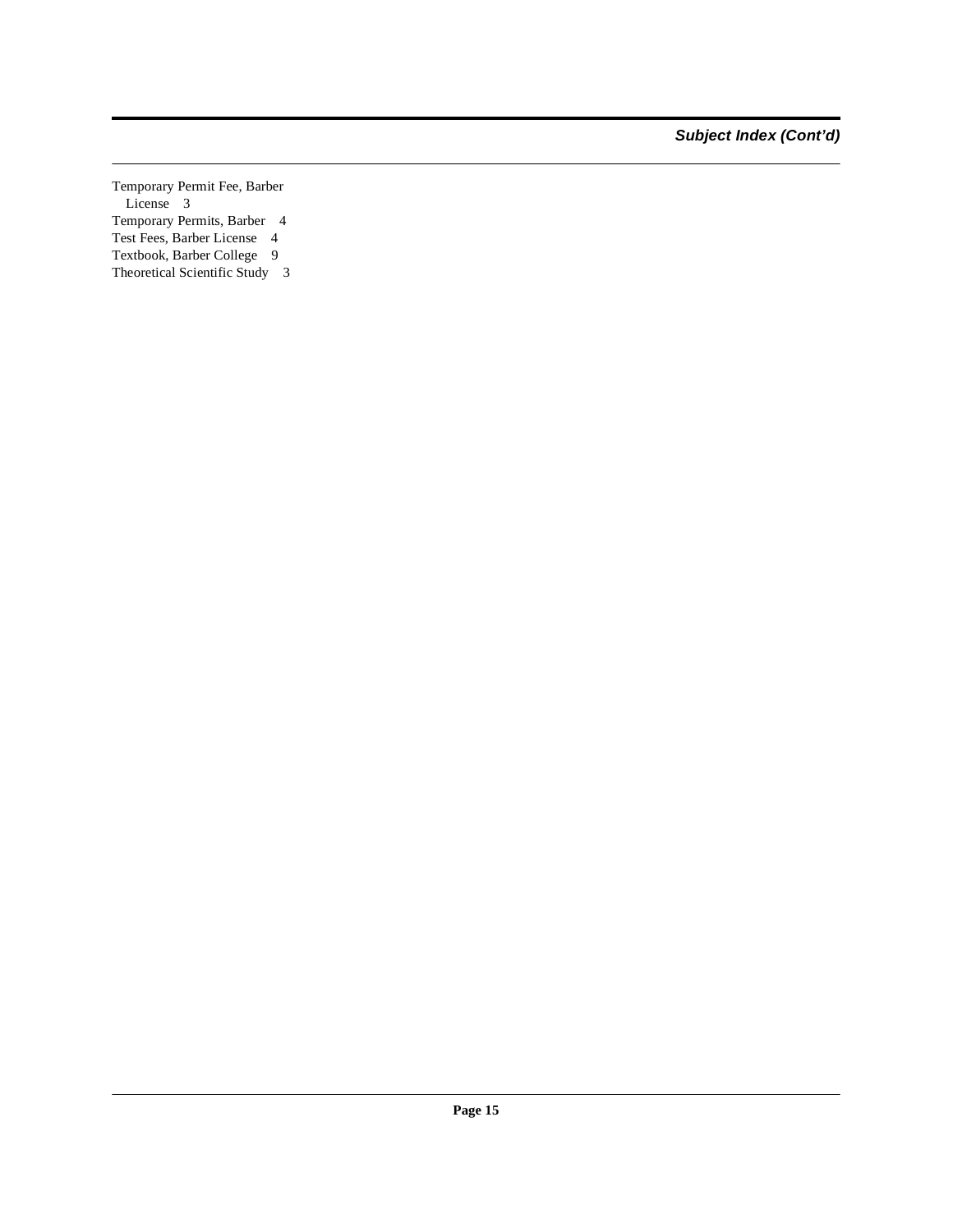Temporary Permit Fee, Barber License 3
Temporary Permits, Barber 4
Test Fees, Barber License 4
Textbook, Barber College 9
Theoretical Scientific Study 3